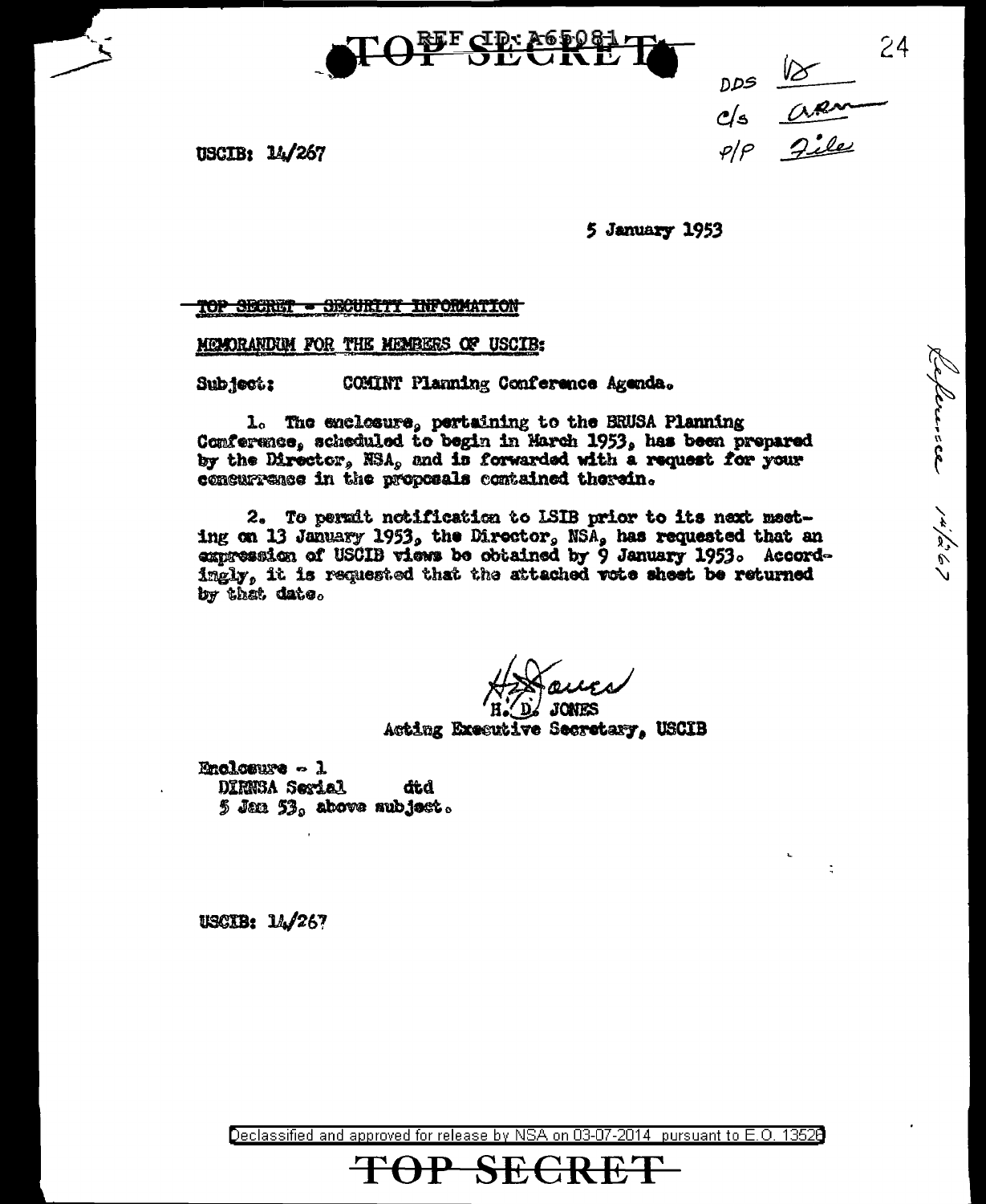TOP SECRET

REF ID: A65081

USCIB: 14/267

DDS 
C/S ARM
P/P File

5 January 1953

TOP SECRET - SECURITY INFORMATION

MEMORANDUM FOR THE MEMBERS OF USCIB:

Subject: COMINT Planning Conference Agenda.

1. The enclosure, pertaining to the BRUSA Planning Conference, scheduled to begin in March 1953, has been prepared by the Director, NSA, and is forwarded with a request for your concurrence in the proposals contained therein.

2. To permit notification to LSIB prior to its next meeting on 13 January 1953, the Director, NSA, has requested that an expression of USCIB views be obtained by 9 January 1953. Accordingly, it is requested that the attached vote sheet be returned by that date.

H. D. JONES
Acting Executive Secretary, USCIB

Enclosure - 1
DIRNSA Serial dtd
5 Jan 53, above subject.

USCIB: 14/267

Reference 14/267

Declassified and approved for release by NSA on 03-07-2014 pursuant to E.O. 13526

TOP SECRET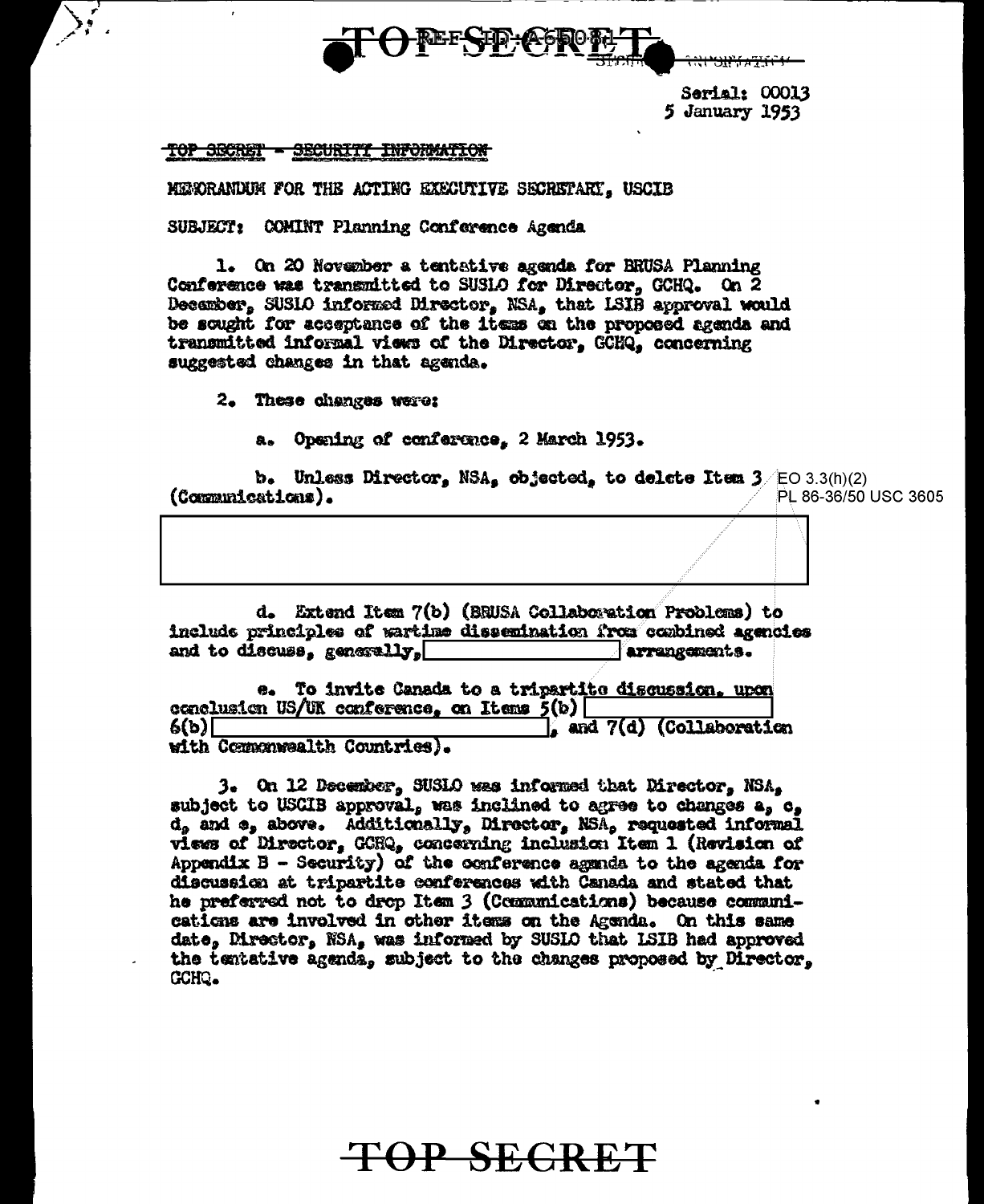TOP SECRET

Serial: 00013
5 January 1953

~~TOP SECRET - SECURITY INFORMATION~~

MEMORANDUM FOR THE ACTING EXECUTIVE SECRETARY, USCIB

SUBJECT: COMINT Planning Conference Agenda

1. On 20 November a tentative agenda for BRUSA Planning Conference was transmitted to SUSLO for Director, GCHQ. On 2 December, SUSLO informed Director, NSA, that LSIB approval would be sought for acceptance of the items on the proposed agenda and transmitted informal views of the Director, GCHQ, concerning suggested changes in that agenda.

2. These changes were:

a. Opening of conference, 2 March 1953.

b. Unless Director, NSA, objected, to delete Item 3 (Communications).

EO 3.3(h)(2)
PL 86-36/50 USC 3605

[REDACTED]

d. Extend Item 7(b) (BRUSA Collaboration Problems) to include principles of wartime dissemination from combined agencies and to discuss, generally, [REDACTED] arrangements.

e. To invite Canada to a tripartite discussion, upon conclusion US/UK conference, on Items 5(b) [REDACTED] 6(b) [REDACTED], and 7(d) (Collaboration with Commonwealth Countries).

3. On 12 December, SUSLO was informed that Director, NSA, subject to USCIB approval, was inclined to agree to changes a, c, d, and e, above. Additionally, Director, NSA, requested informal views of Director, GCHQ, concerning inclusion Item 1 (Revision of Appendix B - Security) of the conference agenda to the agenda for discussion at tripartite conferences with Canada and stated that he preferred not to drop Item 3 (Communications) because communications are involved in other items on the Agenda. On this same date, Director, NSA, was informed by SUSLO that LSIB had approved the tentative agenda, subject to the changes proposed by Director, GCHQ.

TOP SECRET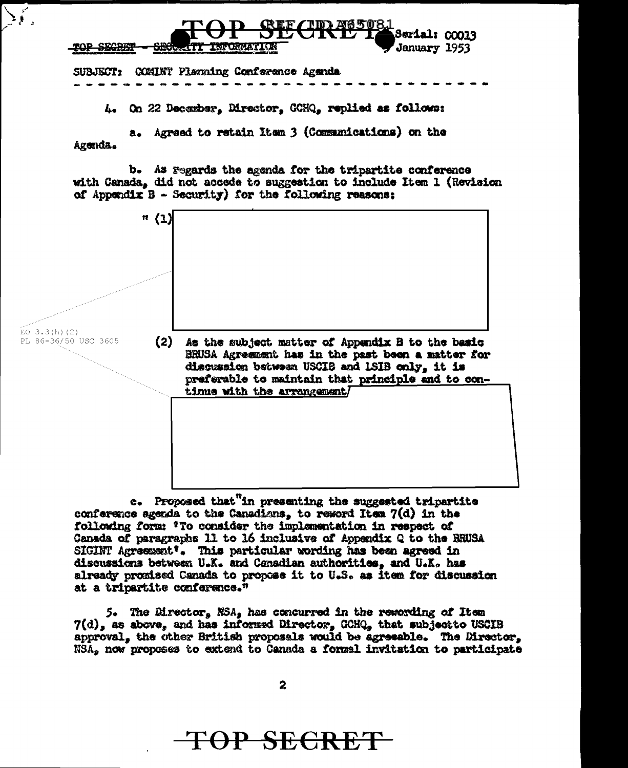TOP SECRET - SECURITY INFORMATION

Serial: C0013

January 1953

SUBJECT: COMINT Planning Conference Agenda

4. On 22 December, Director, GCHQ, replied as follows:

a. Agreed to retain Item 3 (Communications) on the Agenda.

b. As regards the agenda for the tripartite conference with Canada, did not accede to suggestion to include Item 1 (Revision of Appendix B - Security) for the following reasons:

" (1)

EO 3.3(h)(2)
PL 86-36/50 USC 3605

(2) As the subject matter of Appendix B to the basic BRUSA Agreement has in the past been a matter for discussion between USCIB and LSIB only, it is preferable to maintain that principle and to continue with the arrangement

c. Proposed that "in presenting the suggested tripartite conference agenda to the Canadians, to reword Item 7(d) in the following form: 'To consider the implementation in respect of Canada of paragraphs 11 to 16 inclusive of Appendix Q to the BRUSA SIGINT Agreement'. This particular wording has been agreed in discussions between U.K. and Canadian authorities, and U.K. has already promised Canada to propose it to U.S. as item for discussion at a tripartite conference."

5. The Director, NSA, has concurred in the rewording of Item 7(d), as above, and has informed Director, GCHQ, that subject to USCIB approval, the other British proposals would be agreeable. The Director, NSA, now proposes to extend to Canada a formal invitation to participate

TOP SECRET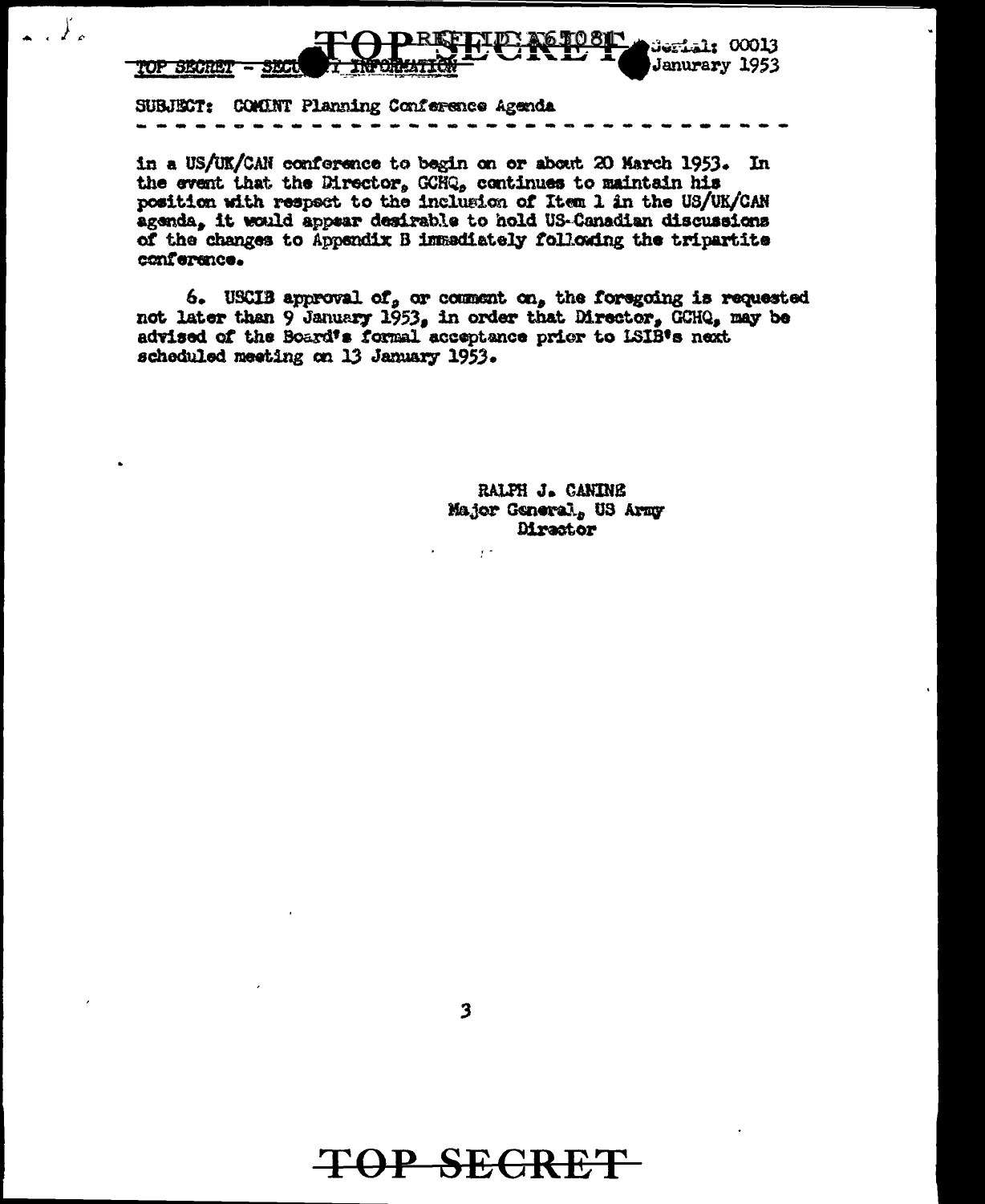SUBJECT: COMINT Planning Conference Agenda

in a US/UK/CAN conference to begin on or about 20 March 1953. In the event that the Director, GCHQ, continues to maintain his position with respect to the inclusion of Item 1 in the US/UK/CAN agenda, it would appear desirable to hold US-Canadian discussions of the changes to Appendix B immediately following the tripartite conference.

6. USCIB approval of, or comment on, the foregoing is requested not later than 9 January 1953, in order that Director, GCHQ, may be advised of the Board's formal acceptance prior to LSIB's next scheduled meeting on 13 January 1953.

RALPH J. CANINE
Major General, US Army
Director